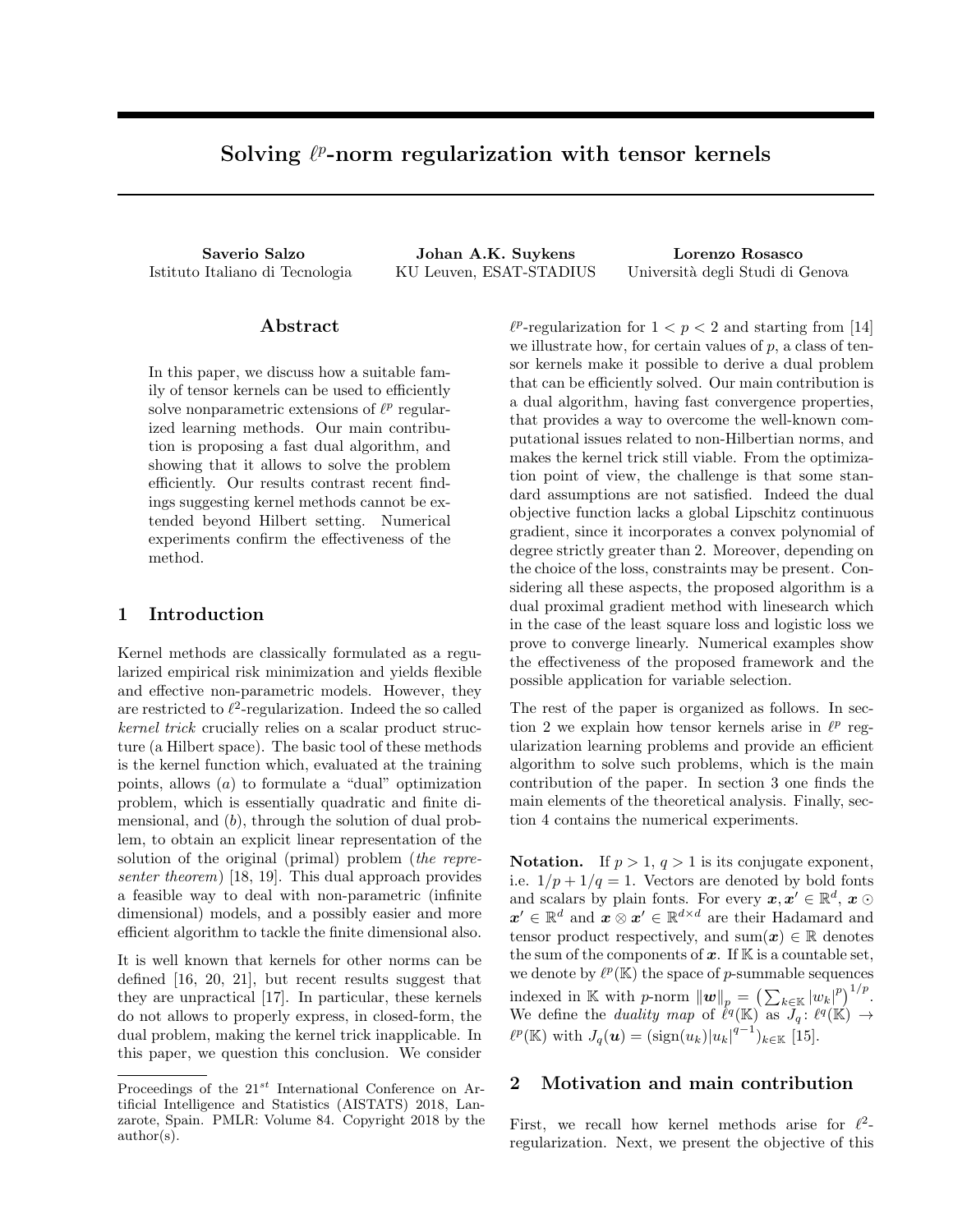# Solving $\ell^p$-norm regularization with tensor kernels

**Saverio Salzo**
Istituto Italiano di Tecnologia

**Johan A.K. Suykens**
KU Leuven, ESAT-STADIUS

**Lorenzo Rosasco**
Università degli Studi di Genova

## Abstract

In this paper, we discuss how a suitable family of tensor kernels can be used to efficiently solve nonparametric extensions of $\ell^p$ regularized learning methods. Our main contribution is proposing a fast dual algorithm, and showing that it allows to solve the problem efficiently. Our results contrast recent findings suggesting kernel methods cannot be extended beyond Hilbert setting. Numerical experiments confirm the effectiveness of the method.

## 1 Introduction

Kernel methods are classically formulated as a regularized empirical risk minimization and yields flexible and effective non-parametric models. However, they are restricted to $\ell^2$-regularization. Indeed the so called *kernel trick* crucially relies on a scalar product structure (a Hilbert space). The basic tool of these methods is the kernel function which, evaluated at the training points, allows ($a$) to formulate a "dual" optimization problem, which is essentially quadratic and finite dimensional, and ($b$), through the solution of dual problem, to obtain an explicit linear representation of the solution of the original (primal) problem (*the representer theorem*) [18, 19]. This dual approach provides a feasible way to deal with non-parametric (infinite dimensional) models, and a possibly easier and more efficient algorithm to tackle the finite dimensional also.

It is well known that kernels for other norms can be defined [16, 20, 21], but recent results suggest that they are unpractical [17]. In particular, these kernels do not allows to properly express, in closed-form, the dual problem, making the kernel trick inapplicable. In this paper, we question this conclusion. We consider $\ell^p$-regularization for $1 < p < 2$ and starting from [14] we illustrate how, for certain values of $p$, a class of tensor kernels make it possible to derive a dual problem that can be efficiently solved. Our main contribution is a dual algorithm, having fast convergence properties, that provides a way to overcome the well-known computational issues related to non-Hilbertian norms, and makes the kernel trick still viable. From the optimization point of view, the challenge is that some standard assumptions are not satisfied. Indeed the dual objective function lacks a global Lipschitz continuous gradient, since it incorporates a convex polynomial of degree strictly greater than 2. Moreover, depending on the choice of the loss, constraints may be present. Considering all these aspects, the proposed algorithm is a dual proximal gradient method with linesearch which in the case of the least square loss and logistic loss we prove to converge linearly. Numerical examples show the effectiveness of the proposed framework and the possible application for variable selection.

The rest of the paper is organized as follows. In section 2 we explain how tensor kernels arise in $\ell^p$ regularization learning problems and provide an efficient algorithm to solve such problems, which is the main contribution of the paper. In section 3 one finds the main elements of the theoretical analysis. Finally, section 4 contains the numerical experiments.

**Notation.** If $p > 1$, $q > 1$ is its conjugate exponent, i.e. $1/p + 1/q = 1$. Vectors are denoted by bold fonts and scalars by plain fonts. For every $\boldsymbol{x}, \boldsymbol{x}' \in \mathbb{R}^d$, $\boldsymbol{x} \odot \boldsymbol{x}' \in \mathbb{R}^d$ and $\boldsymbol{x} \otimes \boldsymbol{x}' \in \mathbb{R}^{d \times d}$ are their Hadamard and tensor product respectively, and $\text{sum}(\boldsymbol{x}) \in \mathbb{R}$ denotes the sum of the components of $\boldsymbol{x}$. If $\mathbb{K}$ is a countable set, we denote by $\ell^p(\mathbb{K})$ the space of $p$-summable sequences indexed in $\mathbb{K}$ with $p$-norm $\|\boldsymbol{w}\|_p = \left(\sum_{k \in \mathbb{K}} |w_k|^p\right)^{1/p}$. We define the *duality map* of $\ell^q(\mathbb{K})$ as $J_q \colon \ell^q(\mathbb{K}) \to \ell^p(\mathbb{K})$ with $J_q(\boldsymbol{u}) = (\text{sign}(u_k)|u_k|^{q-1})_{k \in \mathbb{K}}$ [15].

## 2 Motivation and main contribution

First, we recall how kernel methods arise for $\ell^2$-regularization. Next, we present the objective of this

Proceedings of the 21[st] International Conference on Artificial Intelligence and Statistics (AISTATS) 2018, Lanzarote, Spain. PMLR: Volume 84. Copyright 2018 by the author(s).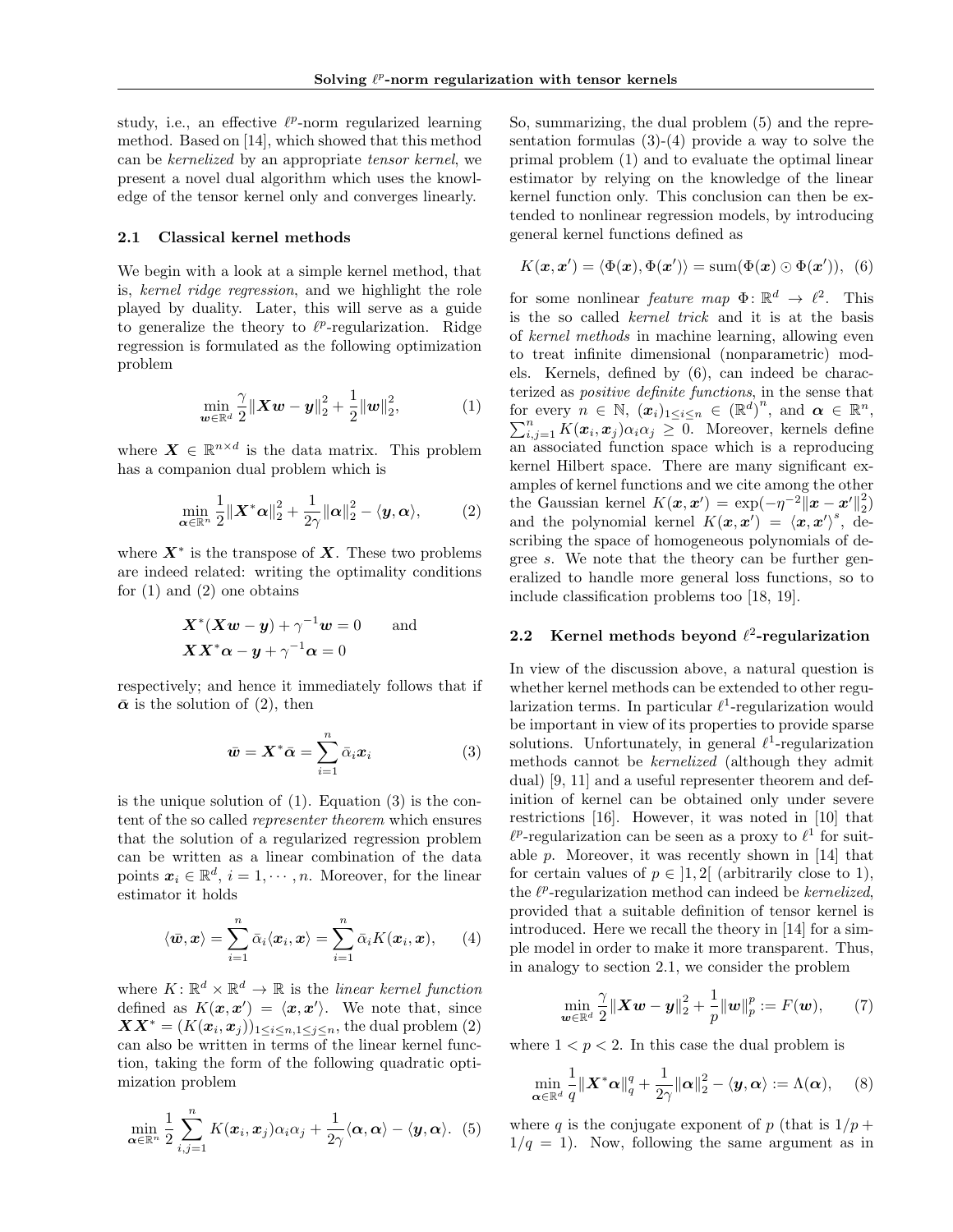study, i.e., an effective $\ell^p$-norm regularized learning method. Based on [14], which showed that this method can be *kernelized* by an appropriate *tensor kernel*, we present a novel dual algorithm which uses the knowledge of the tensor kernel only and converges linearly.

### 2.1 Classical kernel methods

We begin with a look at a simple kernel method, that is, *kernel ridge regression*, and we highlight the role played by duality. Later, this will serve as a guide to generalize the theory to $\ell^p$-regularization. Ridge regression is formulated as the following optimization problem

$$\min_{\boldsymbol{w}\in\mathbb{R}^d} \frac{\gamma}{2}\|\boldsymbol{X}\boldsymbol{w}-\boldsymbol{y}\|_2^2 + \frac{1}{2}\|\boldsymbol{w}\|_2^2, \tag{1}$$

where $\boldsymbol{X} \in \mathbb{R}^{n\times d}$ is the data matrix. This problem has a companion dual problem which is

$$\min_{\boldsymbol{\alpha}\in\mathbb{R}^n} \frac{1}{2}\|\boldsymbol{X}^*\boldsymbol{\alpha}\|_2^2 + \frac{1}{2\gamma}\|\boldsymbol{\alpha}\|_2^2 - \langle \boldsymbol{y}, \boldsymbol{\alpha}\rangle, \tag{2}$$

where $\boldsymbol{X}^*$ is the transpose of $\boldsymbol{X}$. These two problems are indeed related: writing the optimality conditions for (1) and (2) one obtains

$$\boldsymbol{X}^*(\boldsymbol{X}\boldsymbol{w}-\boldsymbol{y}) + \gamma^{-1}\boldsymbol{w} = 0 \qquad \text{and}$$
$$\boldsymbol{X}\boldsymbol{X}^*\boldsymbol{\alpha} - \boldsymbol{y} + \gamma^{-1}\boldsymbol{\alpha} = 0$$

respectively; and hence it immediately follows that if $\bar{\boldsymbol{\alpha}}$ is the solution of (2), then

$$\bar{\boldsymbol{w}} = \boldsymbol{X}^*\bar{\boldsymbol{\alpha}} = \sum_{i=1}^n \bar{\alpha}_i \boldsymbol{x}_i \tag{3}$$

is the unique solution of (1). Equation (3) is the content of the so called *representer theorem* which ensures that the solution of a regularized regression problem can be written as a linear combination of the data points $\boldsymbol{x}_i \in \mathbb{R}^d$, $i = 1, \cdots, n$. Moreover, for the linear estimator it holds

$$\langle \bar{\boldsymbol{w}}, \boldsymbol{x}\rangle = \sum_{i=1}^n \bar{\alpha}_i \langle \boldsymbol{x}_i, \boldsymbol{x}\rangle = \sum_{i=1}^n \bar{\alpha}_i K(\boldsymbol{x}_i, \boldsymbol{x}), \tag{4}$$

where $K\colon \mathbb{R}^d\times\mathbb{R}^d \to \mathbb{R}$ is the *linear kernel function* defined as $K(\boldsymbol{x}, \boldsymbol{x}') = \langle \boldsymbol{x}, \boldsymbol{x}'\rangle$. We note that, since $\boldsymbol{X}\boldsymbol{X}^* = (K(\boldsymbol{x}_i, \boldsymbol{x}_j))_{1\le i\le n, 1\le j\le n}$, the dual problem (2) can also be written in terms of the linear kernel function, taking the form of the following quadratic optimization problem

$$\min_{\boldsymbol{\alpha}\in\mathbb{R}^n} \frac{1}{2}\sum_{i,j=1}^n K(\boldsymbol{x}_i, \boldsymbol{x}_j)\alpha_i\alpha_j + \frac{1}{2\gamma}\langle \boldsymbol{\alpha}, \boldsymbol{\alpha}\rangle - \langle \boldsymbol{y}, \boldsymbol{\alpha}\rangle. \tag{5}$$

So, summarizing, the dual problem (5) and the representation formulas (3)-(4) provide a way to solve the primal problem (1) and to evaluate the optimal linear estimator by relying on the knowledge of the linear kernel function only. This conclusion can then be extended to nonlinear regression models, by introducing general kernel functions defined as

$$K(\boldsymbol{x}, \boldsymbol{x}') = \langle \Phi(\boldsymbol{x}), \Phi(\boldsymbol{x}')\rangle = \mathrm{sum}(\Phi(\boldsymbol{x}) \odot \Phi(\boldsymbol{x}')), \tag{6}$$

for some nonlinear *feature map* $\Phi\colon \mathbb{R}^d \to \ell^2$. This is the so called *kernel trick* and it is at the basis of *kernel methods* in machine learning, allowing even to treat infinite dimensional (nonparametric) models. Kernels, defined by (6), can indeed be characterized as *positive definite functions*, in the sense that for every $n \in \mathbb{N}$, $(\boldsymbol{x}_i)_{1\le i\le n} \in (\mathbb{R}^d)^n$, and $\boldsymbol{\alpha} \in \mathbb{R}^n$, $\sum_{i,j=1}^n K(\boldsymbol{x}_i, \boldsymbol{x}_j)\alpha_i\alpha_j \ge 0$. Moreover, kernels define an associated function space which is a reproducing kernel Hilbert space. There are many significant examples of kernel functions and we cite among the other the Gaussian kernel $K(\boldsymbol{x}, \boldsymbol{x}') = \exp(-\eta^{-2}\|\boldsymbol{x}-\boldsymbol{x}'\|_2^2)$ and the polynomial kernel $K(\boldsymbol{x}, \boldsymbol{x}') = \langle \boldsymbol{x}, \boldsymbol{x}'\rangle^s$, describing the space of homogeneous polynomials of degree $s$. We note that the theory can be further generalized to handle more general loss functions, so to include classification problems too [18, 19].

### 2.2 Kernel methods beyond $\ell^2$-regularization

In view of the discussion above, a natural question is whether kernel methods can be extended to other regularization terms. In particular $\ell^1$-regularization would be important in view of its properties to provide sparse solutions. Unfortunately, in general $\ell^1$-regularization methods cannot be *kernelized* (although they admit dual) [9, 11] and a useful representer theorem and definition of kernel can be obtained only under severe restrictions [16]. However, it was noted in [10] that $\ell^p$-regularization can be seen as a proxy to $\ell^1$ for suitable $p$. Moreover, it was recently shown in [14] that for certain values of $p \in \,]1, 2[$ (arbitrarily close to 1), the $\ell^p$-regularization method can indeed be *kernelized*, provided that a suitable definition of tensor kernel is introduced. Here we recall the theory in [14] for a simple model in order to make it more transparent. Thus, in analogy to section 2.1, we consider the problem

$$\min_{\boldsymbol{w}\in\mathbb{R}^d} \frac{\gamma}{2}\|\boldsymbol{X}\boldsymbol{w}-\boldsymbol{y}\|_2^2 + \frac{1}{p}\|\boldsymbol{w}\|_p^p := F(\boldsymbol{w}), \tag{7}$$

where $1 < p < 2$. In this case the dual problem is

$$\min_{\boldsymbol{\alpha}\in\mathbb{R}^d} \frac{1}{q}\|\boldsymbol{X}^*\boldsymbol{\alpha}\|_q^q + \frac{1}{2\gamma}\|\boldsymbol{\alpha}\|_2^2 - \langle \boldsymbol{y}, \boldsymbol{\alpha}\rangle := \Lambda(\boldsymbol{\alpha}), \tag{8}$$

where $q$ is the conjugate exponent of $p$ (that is $1/p + 1/q = 1$). Now, following the same argument as in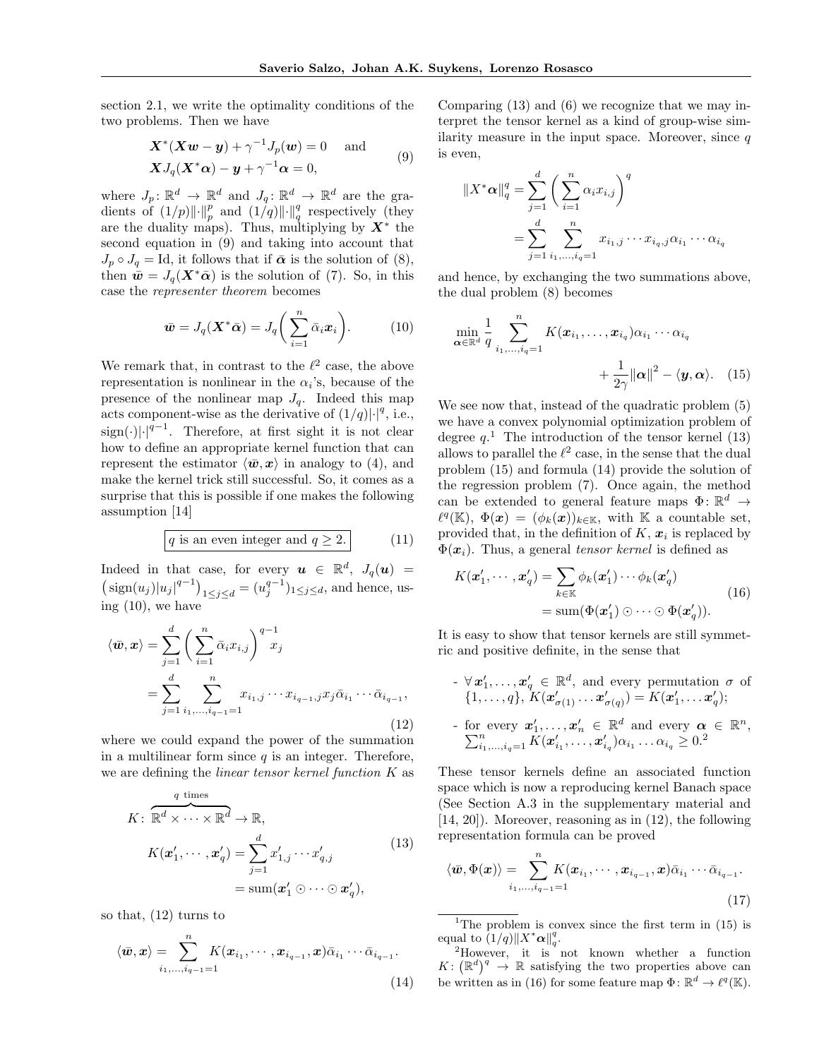section 2.1, we write the optimality conditions of the two problems. Then we have

$$\begin{aligned} &\boldsymbol{X}^*(\boldsymbol{X}\boldsymbol{w} - \boldsymbol{y}) + \gamma^{-1} J_p(\boldsymbol{w}) = 0 \quad \text{and} \\ &\boldsymbol{X} J_q(\boldsymbol{X}^*\boldsymbol{\alpha}) - \boldsymbol{y} + \gamma^{-1}\boldsymbol{\alpha} = 0, \end{aligned} \tag{9}$$

where $J_p \colon \mathbb{R}^d \to \mathbb{R}^d$ and $J_q \colon \mathbb{R}^d \to \mathbb{R}^d$ are the gradients of $(1/p)\|\cdot\|_p^p$ and $(1/q)\|\cdot\|_q^q$ respectively (they are the duality maps). Thus, multiplying by $\boldsymbol{X}^*$ the second equation in (9) and taking into account that $J_p \circ J_q = \mathrm{Id}$, it follows that if $\bar{\boldsymbol{\alpha}}$ is the solution of (8), then $\bar{\boldsymbol{w}} = J_q(\boldsymbol{X}^*\bar{\boldsymbol{\alpha}})$ is the solution of (7). So, in this case the *representer theorem* becomes

$$\bar{\boldsymbol{w}} = J_q(\boldsymbol{X}^*\bar{\boldsymbol{\alpha}}) = J_q\bigg(\sum_{i=1}^n \bar{\alpha}_i \boldsymbol{x}_i\bigg). \tag{10}$$

We remark that, in contrast to the $\ell^2$ case, the above representation is nonlinear in the $\alpha_i$'s, because of the presence of the nonlinear map $J_q$. Indeed this map acts component-wise as the derivative of $(1/q)|\cdot|^q$, i.e., $\mathrm{sign}(\cdot)|\cdot|^{q-1}$. Therefore, at first sight it is not clear how to define an appropriate kernel function that can represent the estimator $\langle \bar{\boldsymbol{w}}, \boldsymbol{x}\rangle$ in analogy to (4), and make the kernel trick still successful. So, it comes as a surprise that this is possible if one makes the following assumption [14]

$$\boxed{q \text{ is an even integer and } q \geq 2.} \tag{11}$$

Indeed in that case, for every $\boldsymbol{u} \in \mathbb{R}^d$, $J_q(\boldsymbol{u}) = \big(\mathrm{sign}(u_j)|u_j|^{q-1}\big)_{1\leq j\leq d} = (u_j^{q-1})_{1\leq j \leq d}$, and hence, using (10), we have

$$\begin{aligned} \langle \bar{\boldsymbol{w}}, \boldsymbol{x}\rangle &= \sum_{j=1}^d \bigg(\sum_{i=1}^n \bar{\alpha}_i x_{i,j}\bigg)^{q-1} x_j \\ &= \sum_{j=1}^d \sum_{i_1,\dots,i_{q-1}=1}^n x_{i_1,j}\cdots x_{i_{q-1},j} x_j \bar{\alpha}_{i_1}\cdots\bar{\alpha}_{i_{q-1}}, \end{aligned} \tag{12}$$

where we could expand the power of the summation in a multilinear form since $q$ is an integer. Therefore, we are defining the *linear tensor kernel function* $K$ as

$$\begin{aligned} &K \colon \overbrace{\mathbb{R}^d \times \cdots \times \mathbb{R}^d}^{q \text{ times}} \to \mathbb{R}, \\ &K(\boldsymbol{x}'_1, \cdots, \boldsymbol{x}'_q) = \sum_{j=1}^d x'_{1,j}\cdots x'_{q,j} \\ &\qquad\qquad\qquad\;\; = \mathrm{sum}(\boldsymbol{x}'_1 \odot \cdots \odot \boldsymbol{x}'_q), \end{aligned} \tag{13}$$

so that, (12) turns to

$$\langle \bar{\boldsymbol{w}}, \boldsymbol{x}\rangle = \sum_{i_1,\dots,i_{q-1}=1}^n K(\boldsymbol{x}_{i_1}, \cdots, \boldsymbol{x}_{i_{q-1}}, \boldsymbol{x})\bar{\alpha}_{i_1}\cdots\bar{\alpha}_{i_{q-1}}. \tag{14}$$

Comparing (13) and (6) we recognize that we may interpret the tensor kernel as a kind of group-wise similarity measure in the input space. Moreover, since $q$ is even,

$$\begin{aligned} \|X^*\boldsymbol{\alpha}\|_q^q &= \sum_{j=1}^d \bigg(\sum_{i=1}^n \alpha_i x_{i,j}\bigg)^q \\ &= \sum_{j=1}^d \sum_{i_1,\dots,i_q=1}^n x_{i_1,j}\cdots x_{i_q,j}\alpha_{i_1}\cdots\alpha_{i_q} \end{aligned}$$

and hence, by exchanging the two summations above, the dual problem (8) becomes

$$\min_{\boldsymbol{\alpha}\in\mathbb{R}^d} \frac{1}{q}\sum_{i_1,\dots,i_q=1}^n K(\boldsymbol{x}_{i_1},\dots,\boldsymbol{x}_{i_q})\alpha_{i_1}\cdots\alpha_{i_q} + \frac{1}{2\gamma}\|\boldsymbol{\alpha}\|^2 - \langle \boldsymbol{y}, \boldsymbol{\alpha}\rangle. \tag{15}$$

We see now that, instead of the quadratic problem (5) we have a convex polynomial optimization problem of degree $q$.[1] The introduction of the tensor kernel (13) allows to parallel the $\ell^2$ case, in the sense that the dual problem (15) and formula (14) provide the solution of the regression problem (7). Once again, the method can be extended to general feature maps $\Phi \colon \mathbb{R}^d \to \ell^q(\mathbb{K})$, $\Phi(\boldsymbol{x}) = (\phi_k(\boldsymbol{x}))_{k\in\mathbb{K}}$, with $\mathbb{K}$ a countable set, provided that, in the definition of $K$, $\boldsymbol{x}_i$ is replaced by $\Phi(\boldsymbol{x}_i)$. Thus, a general *tensor kernel* is defined as

$$\begin{aligned} K(\boldsymbol{x}'_1, \cdots, \boldsymbol{x}'_q) &= \sum_{k\in\mathbb{K}} \phi_k(\boldsymbol{x}'_1)\cdots\phi_k(\boldsymbol{x}'_q) \\ &= \mathrm{sum}(\Phi(\boldsymbol{x}'_1)\odot\cdots\odot\Phi(\boldsymbol{x}'_q)). \end{aligned} \tag{16}$$

It is easy to show that tensor kernels are still symmetric and positive definite, in the sense that

- $\forall\, \boldsymbol{x}'_1, \dots, \boldsymbol{x}'_q \in \mathbb{R}^d$, and every permutation $\sigma$ of $\{1,\dots,q\}$, $K(\boldsymbol{x}'_{\sigma(1)}\dots\boldsymbol{x}'_{\sigma(q)}) = K(\boldsymbol{x}'_1,\dots\boldsymbol{x}'_q)$;
- for every $\boldsymbol{x}'_1,\dots,\boldsymbol{x}'_n \in \mathbb{R}^d$ and every $\boldsymbol{\alpha} \in \mathbb{R}^n$, $\sum_{i_1,\dots,i_q=1}^n K(\boldsymbol{x}'_{i_1},\dots,\boldsymbol{x}'_{i_q})\alpha_{i_1}\dots\alpha_{i_q} \geq 0$.[2]

These tensor kernels define an associated function space which is now a reproducing kernel Banach space (See Section A.3 in the supplementary material and [14, 20]). Moreover, reasoning as in (12), the following representation formula can be proved

$$\langle \bar{\boldsymbol{w}}, \Phi(\boldsymbol{x})\rangle = \sum_{i_1,\dots,i_{q-1}=1}^n K(\boldsymbol{x}_{i_1},\cdots,\boldsymbol{x}_{i_{q-1}},\boldsymbol{x})\bar{\alpha}_{i_1}\cdots\bar{\alpha}_{i_{q-1}}. \tag{17}$$

---

[1] The problem is convex since the first term in (15) is equal to $(1/q)\|X^*\boldsymbol{\alpha}\|_q^q$.

[2] However, it is not known whether a function $K \colon (\mathbb{R}^d)^q \to \mathbb{R}$ satisfying the two properties above can be written as in (16) for some feature map $\Phi \colon \mathbb{R}^d \to \ell^q(\mathbb{K})$.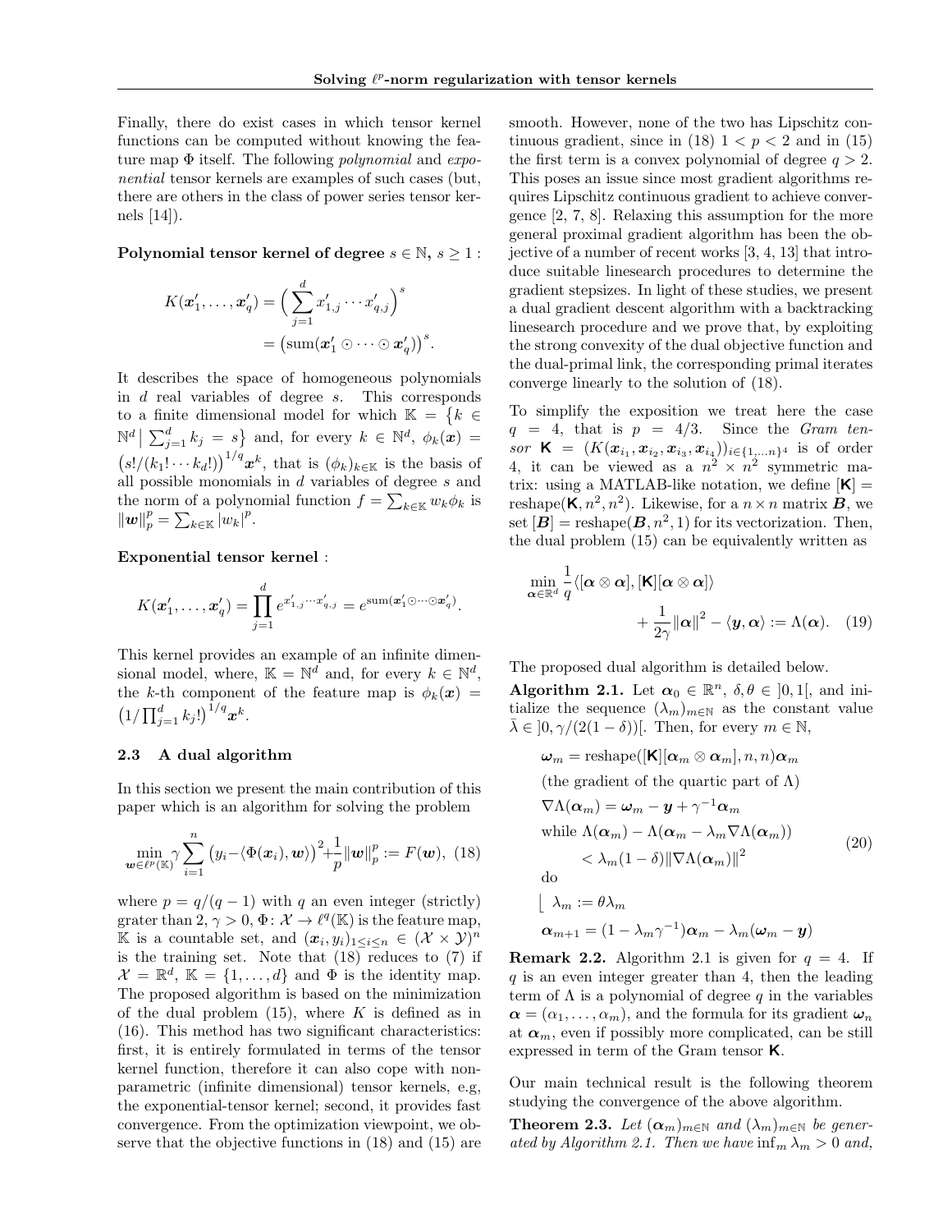Finally, there do exist cases in which tensor kernel functions can be computed without knowing the feature map $\Phi$ itself. The following *polynomial* and *exponential* tensor kernels are examples of such cases (but, there are others in the class of power series tensor kernels [14]).

**Polynomial tensor kernel of degree** $s \in \mathbb{N}$, $s \geq 1$ :

$$
\begin{aligned}
K(\boldsymbol{x}'_1, \ldots, \boldsymbol{x}'_q) &= \Big( \sum_{j=1}^{d} x'_{1,j} \cdots x'_{q,j} \Big)^s \\
&= \big(\mathrm{sum}(\boldsymbol{x}'_1 \odot \cdots \odot \boldsymbol{x}'_q)\big)^s.
\end{aligned}
$$

It describes the space of homogeneous polynomials in $d$ real variables of degree $s$. This corresponds to a finite dimensional model for which $\mathbb{K} = \big\{k \in \mathbb{N}^d \,\big|\, \sum_{j=1}^{d} k_j = s\big\}$ and, for every $k \in \mathbb{N}^d$, $\phi_k(\boldsymbol{x}) = \big(s!/(k_1! \cdots k_d!)\big)^{1/q} \boldsymbol{x}^k$, that is $(\phi_k)_{k \in \mathbb{K}}$ is the basis of all possible monomials in $d$ variables of degree $s$ and the norm of a polynomial function $f = \sum_{k \in \mathbb{K}} w_k \phi_k$ is $\|\boldsymbol{w}\|_p^p = \sum_{k \in \mathbb{K}} |w_k|^p$.

**Exponential tensor kernel** :

$$
K(\boldsymbol{x}'_1, \ldots, \boldsymbol{x}'_q) = \prod_{j=1}^{d} e^{x'_{1,j} \cdots x'_{q,j}} = e^{\mathrm{sum}(\boldsymbol{x}'_1 \odot \cdots \odot \boldsymbol{x}'_q)}.
$$

This kernel provides an example of an infinite dimensional model, where, $\mathbb{K} = \mathbb{N}^d$ and, for every $k \in \mathbb{N}^d$, the $k$-th component of the feature map is $\phi_k(\boldsymbol{x}) = \big(1/\prod_{j=1}^{d} k_j!\big)^{1/q} \boldsymbol{x}^k$.

### 2.3 A dual algorithm

In this section we present the main contribution of this paper which is an algorithm for solving the problem

$$
\min_{\boldsymbol{w} \in \ell^p(\mathbb{K})} \gamma \sum_{i=1}^{n} \big(y_i - \langle \Phi(\boldsymbol{x}_i), \boldsymbol{w} \rangle\big)^2 + \frac{1}{p} \|\boldsymbol{w}\|_p^p := F(\boldsymbol{w}), \quad (18)
$$

where $p = q/(q-1)$ with $q$ an even integer (strictly) grater than 2, $\gamma > 0$, $\Phi \colon \mathcal{X} \to \ell^q(\mathbb{K})$ is the feature map, $\mathbb{K}$ is a countable set, and $(\boldsymbol{x}_i, y_i)_{1 \leq i \leq n} \in (\mathcal{X} \times \mathcal{Y})^n$ is the training set. Note that (18) reduces to (7) if $\mathcal{X} = \mathbb{R}^d$, $\mathbb{K} = \{1, \ldots, d\}$ and $\Phi$ is the identity map. The proposed algorithm is based on the minimization of the dual problem (15), where $K$ is defined as in (16). This method has two significant characteristics: first, it is entirely formulated in terms of the tensor kernel function, therefore it can also cope with non-parametric (infinite dimensional) tensor kernels, e.g, the exponential-tensor kernel; second, it provides fast convergence. From the optimization viewpoint, we observe that the objective functions in (18) and (15) are smooth. However, none of the two has Lipschitz continuous gradient, since in (18) $1 < p < 2$ and in (15) the first term is a convex polynomial of degree $q > 2$. This poses an issue since most gradient algorithms requires Lipschitz continuous gradient to achieve convergence [2, 7, 8]. Relaxing this assumption for the more general proximal gradient algorithm has been the objective of a number of recent works [3, 4, 13] that introduce suitable linesearch procedures to determine the gradient stepsizes. In light of these studies, we present a dual gradient descent algorithm with a backtracking linesearch procedure and we prove that, by exploiting the strong convexity of the dual objective function and the dual-primal link, the corresponding primal iterates converge linearly to the solution of (18).

To simplify the exposition we treat here the case $q = 4$, that is $p = 4/3$. Since the *Gram tensor* $\mathsf{K} = (K(\boldsymbol{x}_{i_1}, \boldsymbol{x}_{i_2}, \boldsymbol{x}_{i_3}, \boldsymbol{x}_{i_4}))_{i \in \{1, \ldots n\}^4}$ is of order 4, it can be viewed as a $n^2 \times n^2$ symmetric matrix: using a MATLAB-like notation, we define $[\mathsf{K}] = \mathrm{reshape}(\mathsf{K}, n^2, n^2)$. Likewise, for a $n \times n$ matrix $\boldsymbol{B}$, we set $[\boldsymbol{B}] = \mathrm{reshape}(\boldsymbol{B}, n^2, 1)$ for its vectorization. Then, the dual problem (15) can be equivalently written as

$$
\min_{\boldsymbol{\alpha} \in \mathbb{R}^d} \frac{1}{q} \langle [\boldsymbol{\alpha} \otimes \boldsymbol{\alpha}], [\mathsf{K}][\boldsymbol{\alpha} \otimes \boldsymbol{\alpha}] \rangle + \frac{1}{2\gamma} \|\boldsymbol{\alpha}\|^2 - \langle \boldsymbol{y}, \boldsymbol{\alpha} \rangle := \Lambda(\boldsymbol{\alpha}). \quad (19)
$$

The proposed dual algorithm is detailed below.

**Algorithm 2.1.** Let $\boldsymbol{\alpha}_0 \in \mathbb{R}^n$, $\delta, \theta \in \,]0,1[$, and initialize the sequence $(\lambda_m)_{m \in \mathbb{N}}$ as the constant value $\bar{\lambda} \in \,]0, \gamma/(2(1-\delta))[$. Then, for every $m \in \mathbb{N}$,

$$
\begin{aligned}
&\boldsymbol{\omega}_m = \mathrm{reshape}([\mathsf{K}][\boldsymbol{\alpha}_m \otimes \boldsymbol{\alpha}_m], n, n)\boldsymbol{\alpha}_m \\
&\text{(the gradient of the quartic part of } \Lambda) \\
&\nabla \Lambda(\boldsymbol{\alpha}_m) = \boldsymbol{\omega}_m - \boldsymbol{y} + \gamma^{-1}\boldsymbol{\alpha}_m \\
&\text{while } \Lambda(\boldsymbol{\alpha}_m) - \Lambda(\boldsymbol{\alpha}_m - \lambda_m \nabla \Lambda(\boldsymbol{\alpha}_m)) \\
&\qquad < \lambda_m (1-\delta) \|\nabla \Lambda(\boldsymbol{\alpha}_m)\|^2 \\
&\text{do} \\
&\big\lfloor \; \lambda_m := \theta \lambda_m \\
&\boldsymbol{\alpha}_{m+1} = (1 - \lambda_m \gamma^{-1})\boldsymbol{\alpha}_m - \lambda_m(\boldsymbol{\omega}_m - \boldsymbol{y})
\end{aligned}
\quad (20)
$$

**Remark 2.2.** Algorithm 2.1 is given for $q = 4$. If $q$ is an even integer greater than 4, then the leading term of $\Lambda$ is a polynomial of degree $q$ in the variables $\boldsymbol{\alpha} = (\alpha_1, \ldots, \alpha_m)$, and the formula for its gradient $\boldsymbol{\omega}_n$ at $\boldsymbol{\alpha}_m$, even if possibly more complicated, can be still expressed in term of the Gram tensor $\mathsf{K}$.

Our main technical result is the following theorem studying the convergence of the above algorithm.

**Theorem 2.3.** *Let $(\boldsymbol{\alpha}_m)_{m \in \mathbb{N}}$ and $(\lambda_m)_{m \in \mathbb{N}}$ be generated by Algorithm 2.1. Then we have $\inf_m \lambda_m > 0$ and,*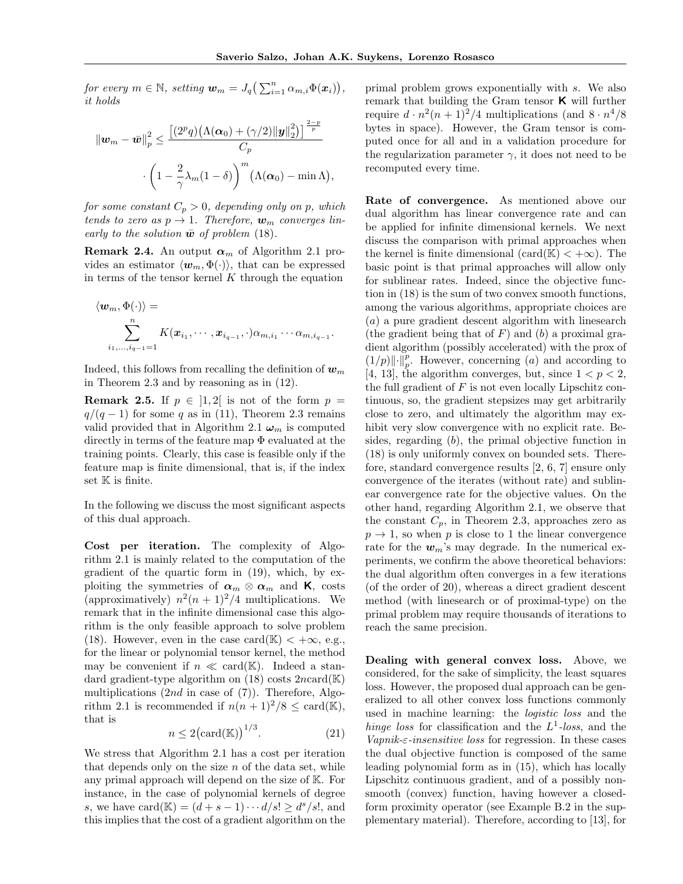*for every $m \in \mathbb{N}$, setting $\boldsymbol{w}_m = J_q\big(\sum_{i=1}^n \alpha_{m,i}\Phi(\boldsymbol{x}_i)\big)$, it holds*

$$\|\boldsymbol{w}_m - \bar{\boldsymbol{w}}\|_p^2 \leq \frac{\big[(2^p q)\big(\Lambda(\boldsymbol{\alpha}_0) + (\gamma/2)\|\boldsymbol{y}\|_2^2\big)\big]^{\frac{2-p}{p}}}{C_p} \cdot \left(1 - \frac{2}{\gamma}\lambda_m(1-\delta)\right)^m \big(\Lambda(\boldsymbol{\alpha}_0) - \min \Lambda\big),$$

*for some constant $C_p > 0$, depending only on $p$, which tends to zero as $p \to 1$. Therefore, $\boldsymbol{w}_m$ converges linearly to the solution $\bar{\boldsymbol{w}}$ of problem* (18).

**Remark 2.4.** An output $\boldsymbol{\alpha}_m$ of Algorithm 2.1 provides an estimator $\langle \boldsymbol{w}_m, \Phi(\cdot)\rangle$, that can be expressed in terms of the tensor kernel $K$ through the equation

$$\langle \boldsymbol{w}_m, \Phi(\cdot)\rangle = \sum_{i_1,\dots,i_{q-1}=1}^n K(\boldsymbol{x}_{i_1},\cdots,\boldsymbol{x}_{i_{q-1}},\cdot)\alpha_{m,i_1}\cdots\alpha_{m,i_{q-1}}.$$

Indeed, this follows from recalling the definition of $\boldsymbol{w}_m$ in Theorem 2.3 and by reasoning as in (12).

**Remark 2.5.** If $p \in \,]1,2[$ is not of the form $p = q/(q-1)$ for some $q$ as in (11), Theorem 2.3 remains valid provided that in Algorithm 2.1 $\boldsymbol{\omega}_m$ is computed directly in terms of the feature map $\Phi$ evaluated at the training points. Clearly, this case is feasible only if the feature map is finite dimensional, that is, if the index set $\mathbb{K}$ is finite.

In the following we discuss the most significant aspects of this dual approach.

**Cost per iteration.** The complexity of Algorithm 2.1 is mainly related to the computation of the gradient of the quartic form in (19), which, by exploiting the symmetries of $\boldsymbol{\alpha}_m \otimes \boldsymbol{\alpha}_m$ and $\mathsf{K}$, costs (approximatively) $n^2(n+1)^2/4$ multiplications. We remark that in the infinite dimensional case this algorithm is the only feasible approach to solve problem (18). However, even in the case $\mathrm{card}(\mathbb{K}) < +\infty$, e.g., for the linear or polynomial tensor kernel, the method may be convenient if $n \ll \mathrm{card}(\mathbb{K})$. Indeed a standard gradient-type algorithm on (18) costs $2n\mathrm{card}(\mathbb{K})$ multiplications ($2nd$ in case of (7)). Therefore, Algorithm 2.1 is recommended if $n(n+1)^2/8 \leq \mathrm{card}(\mathbb{K})$, that is

$$n \leq 2\big(\mathrm{card}(\mathbb{K})\big)^{1/3}. \tag{21}$$

We stress that Algorithm 2.1 has a cost per iteration that depends only on the size $n$ of the data set, while any primal approach will depend on the size of $\mathbb{K}$. For instance, in the case of polynomial kernels of degree $s$, we have $\mathrm{card}(\mathbb{K}) = (d+s-1)\cdots d/s! \geq d^s/s!$, and this implies that the cost of a gradient algorithm on the primal problem grows exponentially with $s$. We also remark that building the Gram tensor $\mathsf{K}$ will further require $d \cdot n^2(n+1)^2/4$ multiplications (and $8 \cdot n^4/8$ bytes in space). However, the Gram tensor is computed once for all and in a validation procedure for the regularization parameter $\gamma$, it does not need to be recomputed every time.

**Rate of convergence.** As mentioned above our dual algorithm has linear convergence rate and can be applied for infinite dimensional kernels. We next discuss the comparison with primal approaches when the kernel is finite dimensional ($\mathrm{card}(\mathbb{K}) < +\infty$). The basic point is that primal approaches will allow only for sublinear rates. Indeed, since the objective function in (18) is the sum of two convex smooth functions, among the various algorithms, appropriate choices are (*a*) a pure gradient descent algorithm with linesearch (the gradient being that of $F$) and (*b*) a proximal gradient algorithm (possibly accelerated) with the prox of $(1/p)\|\cdot\|_p^p$. However, concerning (*a*) and according to [4, 13], the algorithm converges, but, since $1 < p < 2$, the full gradient of $F$ is not even locally Lipschitz continuous, so, the gradient stepsizes may get arbitrarily close to zero, and ultimately the algorithm may exhibit very slow convergence with no explicit rate. Besides, regarding (*b*), the primal objective function in (18) is only uniformly convex on bounded sets. Therefore, standard convergence results [2, 6, 7] ensure only convergence of the iterates (without rate) and sublinear convergence rate for the objective values. On the other hand, regarding Algorithm 2.1, we observe that the constant $C_p$, in Theorem 2.3, approaches zero as $p \to 1$, so when $p$ is close to 1 the linear convergence rate for the $\boldsymbol{w}_m$'s may degrade. In the numerical experiments, we confirm the above theoretical behaviors: the dual algorithm often converges in a few iterations (of the order of 20), whereas a direct gradient descent method (with linesearch or of proximal-type) on the primal problem may require thousands of iterations to reach the same precision.

**Dealing with general convex loss.** Above, we considered, for the sake of simplicity, the least squares loss. However, the proposed dual approach can be generalized to all other convex loss functions commonly used in machine learning: the *logistic loss* and the *hinge loss* for classification and the *$L^1$-loss*, and the *Vapnik-$\varepsilon$-insensitive loss* for regression. In these cases the dual objective function is composed of the same leading polynomial form as in (15), which has locally Lipschitz continuous gradient, and of a possibly nonsmooth (convex) function, having however a closed-form proximity operator (see Example B.2 in the supplementary material). Therefore, according to [13], for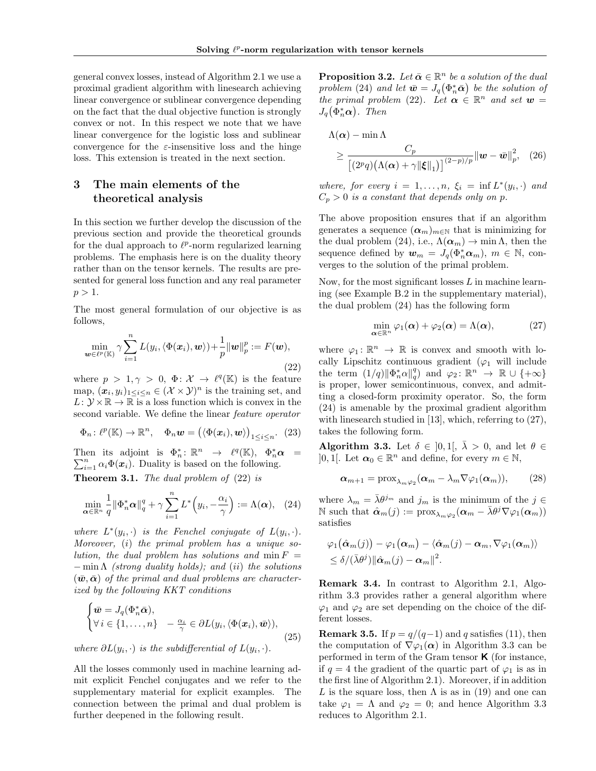general convex losses, instead of Algorithm 2.1 we use a proximal gradient algorithm with linesearch achieving linear convergence or sublinear convergence depending on the fact that the dual objective function is strongly convex or not. In this respect we note that we have linear convergence for the logistic loss and sublinear convergence for the $\varepsilon$-insensitive loss and the hinge loss. This extension is treated in the next section.

## 3 The main elements of the theoretical analysis

In this section we further develop the discussion of the previous section and provide the theoretical grounds for the dual approach to $\ell^p$-norm regularized learning problems. The emphasis here is on the duality theory rather than on the tensor kernels. The results are presented for general loss function and any real parameter $p > 1$.

The most general formulation of our objective is as follows,

$$\min_{\boldsymbol{w} \in \ell^p(\mathbb{K})} \gamma \sum_{i=1}^n L(y_i, \langle \Phi(\boldsymbol{x}_i), \boldsymbol{w} \rangle) + \frac{1}{p} \|\boldsymbol{w}\|_p^p := F(\boldsymbol{w}), \tag{22}$$

where $p > 1, \gamma > 0$, $\Phi \colon \mathcal{X} \to \ell^q(\mathbb{K})$ is the feature map, $(\boldsymbol{x}_i, y_i)_{1 \le i \le n} \in (\mathcal{X} \times \mathcal{Y})^n$ is the training set, and $L \colon \mathcal{Y} \times \mathbb{R} \to \mathbb{R}$ is a loss function which is convex in the second variable. We define the linear *feature operator*

$$\Phi_n \colon \ell^p(\mathbb{K}) \to \mathbb{R}^n, \quad \Phi_n \boldsymbol{w} = \big(\langle \Phi(\boldsymbol{x}_i), \boldsymbol{w} \rangle\big)_{1 \le i \le n}. \tag{23}$$

Then its adjoint is $\Phi_n^* \colon \mathbb{R}^n \to \ell^q(\mathbb{K})$, $\Phi_n^* \boldsymbol{\alpha} = \sum_{i=1}^n \alpha_i \Phi(\boldsymbol{x}_i)$. Duality is based on the following.

**Theorem 3.1.** *The dual problem of* (22) *is*

$$\min_{\boldsymbol{\alpha} \in \mathbb{R}^n} \frac{1}{q} \|\Phi_n^* \boldsymbol{\alpha}\|_q^q + \gamma \sum_{i=1}^n L^*\Big(y_i, -\frac{\alpha_i}{\gamma}\Big) := \Lambda(\boldsymbol{\alpha}), \tag{24}$$

*where $L^*(y_i, \cdot)$ is the Fenchel conjugate of $L(y_i, \cdot)$. Moreover, (i) the primal problem has a unique solution, the dual problem has solutions and $\min F = -\min \Lambda$ (strong duality holds); and (ii) the solutions $(\bar{\boldsymbol{w}}, \bar{\boldsymbol{\alpha}})$ of the primal and dual problems are characterized by the following KKT conditions*

$$\begin{cases} \bar{\boldsymbol{w}} = J_q(\Phi_n^* \bar{\boldsymbol{\alpha}}), \\ \forall\, i \in \{1, \dots, n\} \quad -\frac{\alpha_i}{\gamma} \in \partial L(y_i, \langle \Phi(\boldsymbol{x}_i), \bar{\boldsymbol{w}} \rangle), \end{cases} \tag{25}$$

*where $\partial L(y_i, \cdot)$ is the subdifferential of $L(y_i, \cdot)$.*

All the losses commonly used in machine learning admit explicit Fenchel conjugates and we refer to the supplementary material for explicit examples. The connection between the primal and dual problem is further deepened in the following result.

**Proposition 3.2.** *Let $\bar{\boldsymbol{\alpha}} \in \mathbb{R}^n$ be a solution of the dual problem* (24) *and let $\bar{\boldsymbol{w}} = J_q\big(\Phi_n^* \bar{\boldsymbol{\alpha}}\big)$ be the solution of the primal problem* (22). *Let $\boldsymbol{\alpha} \in \mathbb{R}^n$ and set $\boldsymbol{w} = J_q\big(\Phi_n^* \boldsymbol{\alpha}\big)$. Then*

$$\Lambda(\boldsymbol{\alpha}) - \min \Lambda \geq \frac{C_p}{\big[(2^p q)\big(\Lambda(\boldsymbol{\alpha}) + \gamma \|\boldsymbol{\xi}\|_1\big)\big]^{(2-p)/p}} \|\boldsymbol{w} - \bar{\boldsymbol{w}}\|_p^2, \tag{26}$$

*where, for every $i = 1, \dots, n$, $\xi_i = \inf L^*(y_i, \cdot)$ and $C_p > 0$ is a constant that depends only on $p$.*

The above proposition ensures that if an algorithm generates a sequence $(\boldsymbol{\alpha}_m)_{m \in \mathbb{N}}$ that is minimizing for the dual problem (24), i.e., $\Lambda(\boldsymbol{\alpha}_m) \to \min \Lambda$, then the sequence defined by $\boldsymbol{w}_m = J_q(\Phi_n^* \boldsymbol{\alpha}_m)$, $m \in \mathbb{N}$, converges to the solution of the primal problem.

Now, for the most significant losses $L$ in machine learning (see Example B.2 in the supplementary material), the dual problem (24) has the following form

$$\min_{\boldsymbol{\alpha} \in \mathbb{R}^n} \varphi_1(\boldsymbol{\alpha}) + \varphi_2(\boldsymbol{\alpha}) = \Lambda(\boldsymbol{\alpha}), \tag{27}$$

where $\varphi_1 \colon \mathbb{R}^n \to \mathbb{R}$ is convex and smooth with locally Lipschitz continuous gradient ($\varphi_1$ will include the term $(1/q)\|\Phi_n^* \alpha\|_q^q$) and $\varphi_2 \colon \mathbb{R}^n \to \mathbb{R} \cup \{+\infty\}$ is proper, lower semicontinuous, convex, and admitting a closed-form proximity operator. So, the form (24) is amenable by the proximal gradient algorithm with linesearch studied in [13], which, referring to (27), takes the following form.

**Algorithm 3.3.** Let $\delta \in \,]0,1[$, $\bar{\lambda} > 0$, and let $\theta \in \,]0,1[$. Let $\boldsymbol{\alpha}_0 \in \mathbb{R}^n$ and define, for every $m \in \mathbb{N}$,

$$\boldsymbol{\alpha}_{m+1} = \operatorname{prox}_{\lambda_m \varphi_2}(\boldsymbol{\alpha}_m - \lambda_m \nabla \varphi_1(\boldsymbol{\alpha}_m)), \tag{28}$$

where $\lambda_m = \bar{\lambda} \theta^{j_m}$ and $j_m$ is the minimum of the $j \in \mathbb{N}$ such that $\hat{\boldsymbol{\alpha}}_m(j) := \operatorname{prox}_{\lambda_m \varphi_2}(\boldsymbol{\alpha}_m - \bar{\lambda} \theta^j \nabla \varphi_1(\boldsymbol{\alpha}_m))$ satisfies

$$\varphi_1\big(\hat{\boldsymbol{\alpha}}_m(j)\big) - \varphi_1\big(\boldsymbol{\alpha}_m\big) - \langle \hat{\boldsymbol{\alpha}}_m(j) - \boldsymbol{\alpha}_m, \nabla \varphi_1(\boldsymbol{\alpha}_m) \rangle \leq \delta / (\bar{\lambda} \theta^j) \|\hat{\boldsymbol{\alpha}}_m(j) - \boldsymbol{\alpha}_m\|^2.$$

**Remark 3.4.** In contrast to Algorithm 2.1, Algorithm 3.3 provides rather a general algorithm where $\varphi_1$ and $\varphi_2$ are set depending on the choice of the different losses.

**Remark 3.5.** If $p = q/(q-1)$ and $q$ satisfies (11), then the computation of $\nabla \varphi_1(\boldsymbol{\alpha})$ in Algorithm 3.3 can be performed in term of the Gram tensor $\mathsf{K}$ (for instance, if $q = 4$ the gradient of the quartic part of $\varphi_1$ is as in the first line of Algorithm 2.1). Moreover, if in addition $L$ is the square loss, then $\Lambda$ is as in (19) and one can take $\varphi_1 = \Lambda$ and $\varphi_2 = 0$; and hence Algorithm 3.3 reduces to Algorithm 2.1.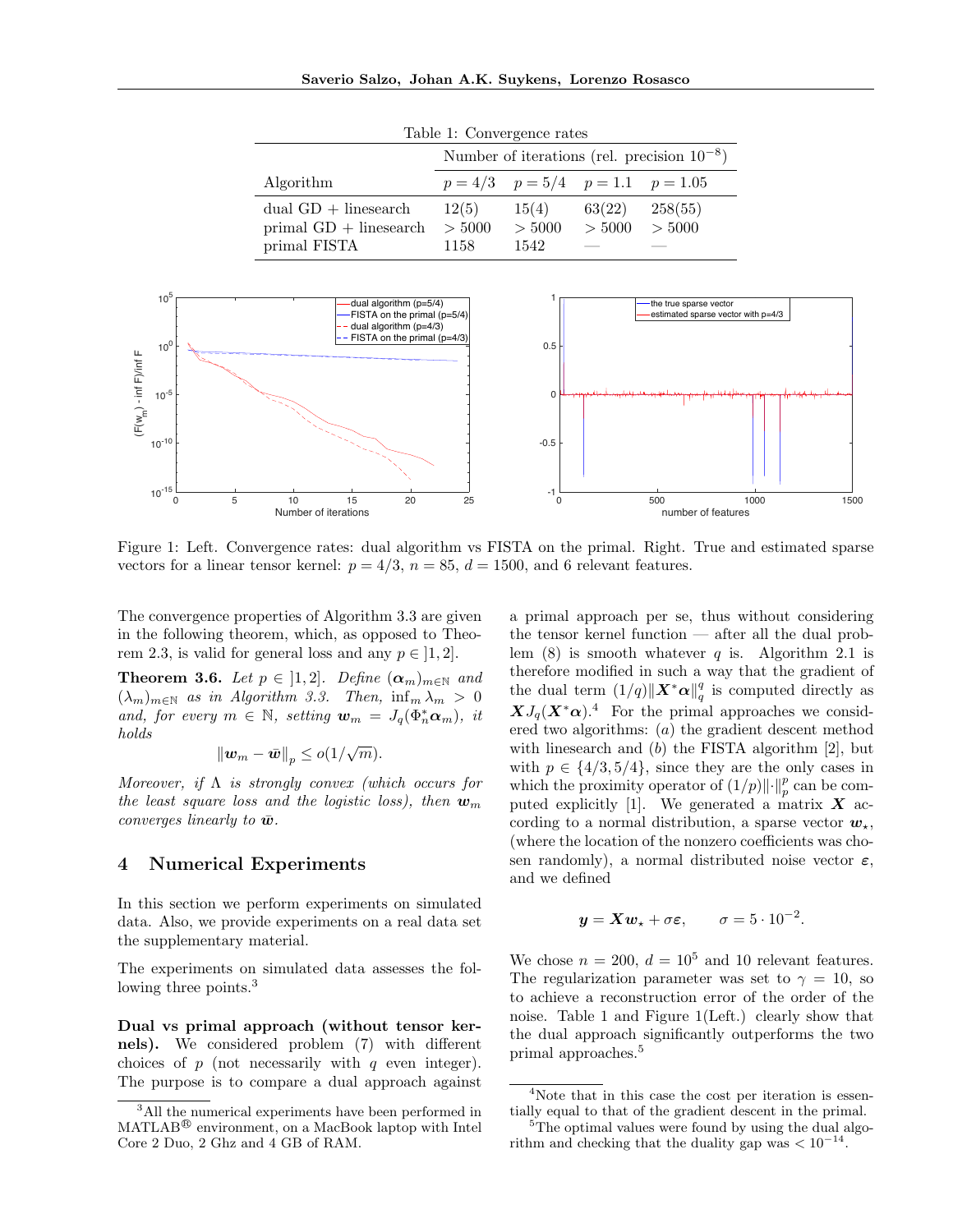Table 1: Convergence rates

| Algorithm | Number of iterations (rel. precision $10^{-8}$) | | | |
|---|---|---|---|---|
| | $p = 4/3$ | $p = 5/4$ | $p = 1.1$ | $p = 1.05$ |
| dual GD + linesearch | 12(5) | 15(4) | 63(22) | 258(55) |
| primal GD + linesearch | > 5000 | > 5000 | > 5000 | > 5000 |
| primal FISTA | 1158 | 1542 | — | — |

Figure 1: Left. Convergence rates: dual algorithm vs FISTA on the primal. Right. True and estimated sparse vectors for a linear tensor kernel: $p = 4/3$, $n = 85$, $d = 1500$, and 6 relevant features.

The convergence properties of Algorithm 3.3 are given in the following theorem, which, as opposed to Theorem 2.3, is valid for general loss and any $p \in ]1, 2]$.

**Theorem 3.6.** *Let $p \in ]1, 2]$. Define $(\boldsymbol{\alpha}_m)_{m\in\mathbb{N}}$ and $(\lambda_m)_{m\in\mathbb{N}}$ as in Algorithm 3.3. Then, $\inf_m \lambda_m > 0$ and, for every $m \in \mathbb{N}$, setting $\boldsymbol{w}_m = J_q(\Phi_n^* \boldsymbol{\alpha}_m)$, it holds*

$$\|\boldsymbol{w}_m - \bar{\boldsymbol{w}}\|_p \leq o(1/\sqrt{m}).$$

*Moreover, if $\Lambda$ is strongly convex (which occurs for the least square loss and the logistic loss), then $\boldsymbol{w}_m$ converges linearly to $\bar{\boldsymbol{w}}$.*

## 4 Numerical Experiments

In this section we perform experiments on simulated data. Also, we provide experiments on a real data set the supplementary material.

The experiments on simulated data assesses the following three points.[3]

**Dual vs primal approach (without tensor kernels).** We considered problem (7) with different choices of $p$ (not necessarily with $q$ even integer). The purpose is to compare a dual approach against a primal approach per se, thus without considering the tensor kernel function — after all the dual problem (8) is smooth whatever $q$ is. Algorithm 2.1 is therefore modified in such a way that the gradient of the dual term $(1/q)\|\boldsymbol{X}^* \boldsymbol{\alpha}\|_q^q$ is computed directly as $\boldsymbol{X} J_q(\boldsymbol{X}^* \boldsymbol{\alpha})$.[4] For the primal approaches we considered two algorithms: $(a)$ the gradient descent method with linesearch and $(b)$ the FISTA algorithm [2], but with $p \in \{4/3, 5/4\}$, since they are the only cases in which the proximity operator of $(1/p)\|\cdot\|_p^p$ can be computed explicitly [1]. We generated a matrix $\boldsymbol{X}$ according to a normal distribution, a sparse vector $\boldsymbol{w}_\star$, (where the location of the nonzero coefficients was chosen randomly), a normal distributed noise vector $\boldsymbol{\varepsilon}$, and we defined

$$\boldsymbol{y} = \boldsymbol{X}\boldsymbol{w}_\star + \sigma\boldsymbol{\varepsilon}, \qquad \sigma = 5 \cdot 10^{-2}.$$

We chose $n = 200$, $d = 10^5$ and 10 relevant features. The regularization parameter was set to $\gamma = 10$, so to achieve a reconstruction error of the order of the noise. Table 1 and Figure 1(Left.) clearly show that the dual approach significantly outperforms the two primal approaches.[5]

[3] All the numerical experiments have been performed in MATLAB® environment, on a MacBook laptop with Intel Core 2 Duo, 2 Ghz and 4 GB of RAM.

[4] Note that in this case the cost per iteration is essentially equal to that of the gradient descent in the primal.

[5] The optimal values were found by using the dual algorithm and checking that the duality gap was $< 10^{-14}$.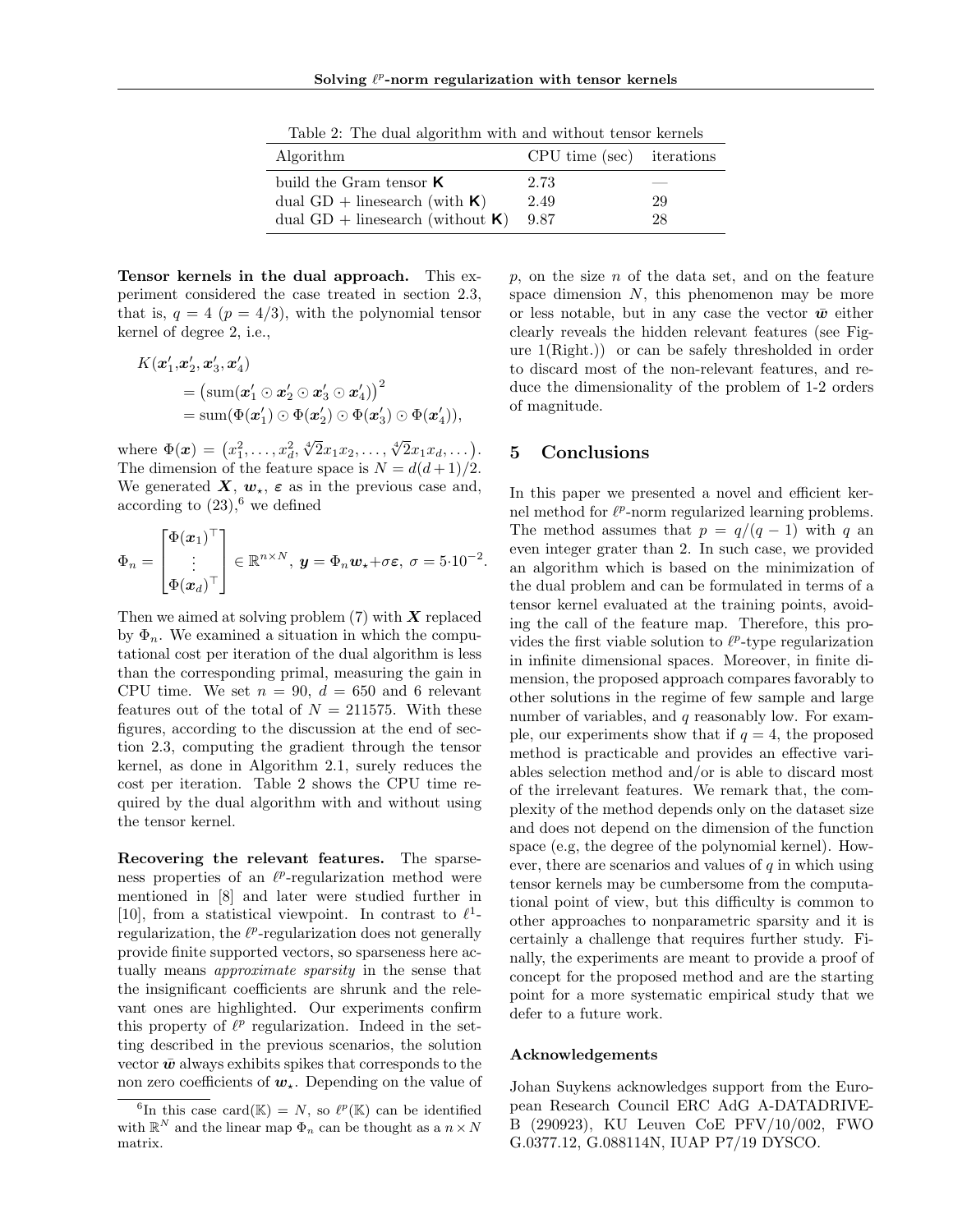Table 2: The dual algorithm with and without tensor kernels

| Algorithm | CPU time (sec) | iterations |
|---|---|---|
| build the Gram tensor $\mathsf{K}$ | 2.73 | — |
| dual GD + linesearch (with $\mathsf{K}$) | 2.49 | 29 |
| dual GD + linesearch (without $\mathsf{K}$) | 9.87 | 28 |

**Tensor kernels in the dual approach.** This experiment considered the case treated in section 2.3, that is, $q = 4$ ($p = 4/3$), with the polynomial tensor kernel of degree 2, i.e.,

$$
\begin{aligned}
K(\boldsymbol{x}_1', &\boldsymbol{x}_2', \boldsymbol{x}_3', \boldsymbol{x}_4') \\
&= \big(\mathrm{sum}(\boldsymbol{x}_1' \odot \boldsymbol{x}_2' \odot \boldsymbol{x}_3' \odot \boldsymbol{x}_4')\big)^2 \\
&= \mathrm{sum}(\Phi(\boldsymbol{x}_1') \odot \Phi(\boldsymbol{x}_2') \odot \Phi(\boldsymbol{x}_3') \odot \Phi(\boldsymbol{x}_4')),
\end{aligned}
$$

where $\Phi(\boldsymbol{x}) = \big(x_1^2, \dots, x_d^2, \sqrt[4]{2}x_1x_2, \dots, \sqrt[4]{2}x_1x_d, \dots\big)$. The dimension of the feature space is $N = d(d+1)/2$. We generated $\boldsymbol{X}$, $\boldsymbol{w}_\star$, $\boldsymbol{\varepsilon}$ as in the previous case and, according to (23),[6] we defined

$$
\Phi_n = \begin{bmatrix} \Phi(\boldsymbol{x}_1)^\top \\ \vdots \\ \Phi(\boldsymbol{x}_d)^\top \end{bmatrix} \in \mathbb{R}^{n \times N},\ \boldsymbol{y} = \Phi_n \boldsymbol{w}_\star + \sigma\boldsymbol{\varepsilon},\ \sigma = 5\cdot 10^{-2}.
$$

Then we aimed at solving problem (7) with $\boldsymbol{X}$ replaced by $\Phi_n$. We examined a situation in which the computational cost per iteration of the dual algorithm is less than the corresponding primal, measuring the gain in CPU time. We set $n = 90$, $d = 650$ and 6 relevant features out of the total of $N = 211575$. With these figures, according to the discussion at the end of section 2.3, computing the gradient through the tensor kernel, as done in Algorithm 2.1, surely reduces the cost per iteration. Table 2 shows the CPU time required by the dual algorithm with and without using the tensor kernel.

**Recovering the relevant features.** The sparseness properties of an $\ell^p$-regularization method were mentioned in [8] and later were studied further in [10], from a statistical viewpoint. In contrast to $\ell^1$-regularization, the $\ell^p$-regularization does not generally provide finite supported vectors, so sparseness here actually means *approximate sparsity* in the sense that the insignificant coefficients are shrunk and the relevant ones are highlighted. Our experiments confirm this property of $\ell^p$ regularization. Indeed in the setting described in the previous scenarios, the solution vector $\bar{\boldsymbol{w}}$ always exhibits spikes that corresponds to the non zero coefficients of $\boldsymbol{w}_\star$. Depending on the value of $p$, on the size $n$ of the data set, and on the feature space dimension $N$, this phenomenon may be more or less notable, but in any case the vector $\bar{\boldsymbol{w}}$ either clearly reveals the hidden relevant features (see Figure 1(Right.)) or can be safely thresholded in order to discard most of the non-relevant features, and reduce the dimensionality of the problem of 1-2 orders of magnitude.

[6] In this case $\mathrm{card}(\mathbb{K}) = N$, so $\ell^p(\mathbb{K})$ can be identified with $\mathbb{R}^N$ and the linear map $\Phi_n$ can be thought as a $n \times N$ matrix.

## 5 Conclusions

In this paper we presented a novel and efficient kernel method for $\ell^p$-norm regularized learning problems. The method assumes that $p = q/(q-1)$ with $q$ an even integer grater than 2. In such case, we provided an algorithm which is based on the minimization of the dual problem and can be formulated in terms of a tensor kernel evaluated at the training points, avoiding the call of the feature map. Therefore, this provides the first viable solution to $\ell^p$-type regularization in infinite dimensional spaces. Moreover, in finite dimension, the proposed approach compares favorably to other solutions in the regime of few sample and large number of variables, and $q$ reasonably low. For example, our experiments show that if $q = 4$, the proposed method is practicable and provides an effective variables selection method and/or is able to discard most of the irrelevant features. We remark that, the complexity of the method depends only on the dataset size and does not depend on the dimension of the function space (e.g, the degree of the polynomial kernel). However, there are scenarios and values of $q$ in which using tensor kernels may be cumbersome from the computational point of view, but this difficulty is common to other approaches to nonparametric sparsity and it is certainly a challenge that requires further study. Finally, the experiments are meant to provide a proof of concept for the proposed method and are the starting point for a more systematic empirical study that we defer to a future work.

### Acknowledgements

Johan Suykens acknowledges support from the European Research Council ERC AdG A-DATADRIVE-B (290923), KU Leuven CoE PFV/10/002, FWO G.0377.12, G.088114N, IUAP P7/19 DYSCO.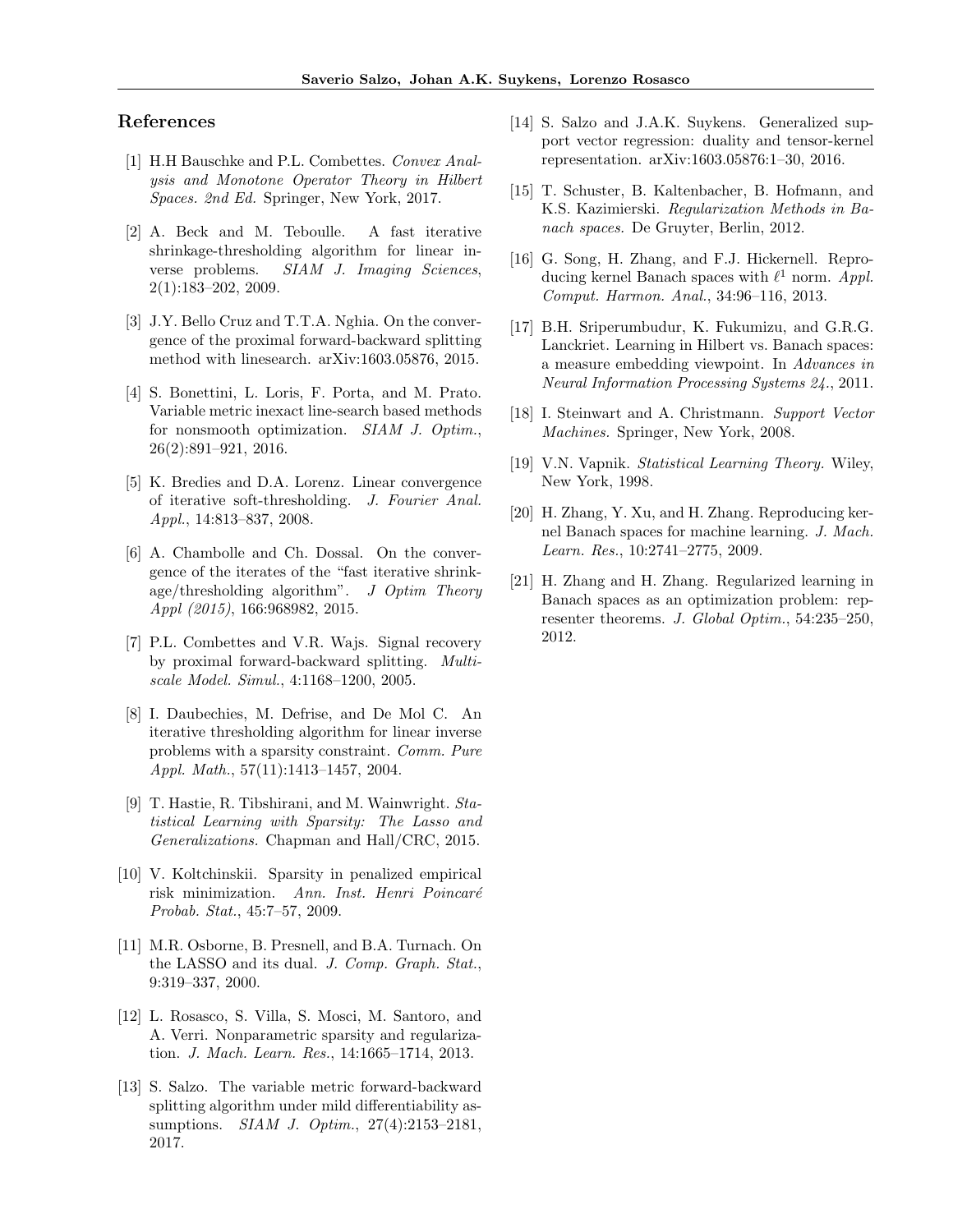## References

[1] H.H Bauschke and P.L. Combettes. *Convex Analysis and Monotone Operator Theory in Hilbert Spaces. 2nd Ed.* Springer, New York, 2017.

[2] A. Beck and M. Teboulle. A fast iterative shrinkage-thresholding algorithm for linear inverse problems. *SIAM J. Imaging Sciences*, 2(1):183–202, 2009.

[3] J.Y. Bello Cruz and T.T.A. Nghia. On the convergence of the proximal forward-backward splitting method with linesearch. arXiv:1603.05876, 2015.

[4] S. Bonettini, L. Loris, F. Porta, and M. Prato. Variable metric inexact line-search based methods for nonsmooth optimization. *SIAM J. Optim.*, 26(2):891–921, 2016.

[5] K. Bredies and D.A. Lorenz. Linear convergence of iterative soft-thresholding. *J. Fourier Anal. Appl.*, 14:813–837, 2008.

[6] A. Chambolle and Ch. Dossal. On the convergence of the iterates of the "fast iterative shrinkage/thresholding algorithm". *J Optim Theory Appl (2015)*, 166:968982, 2015.

[7] P.L. Combettes and V.R. Wajs. Signal recovery by proximal forward-backward splitting. *Multiscale Model. Simul.*, 4:1168–1200, 2005.

[8] I. Daubechies, M. Defrise, and De Mol C. An iterative thresholding algorithm for linear inverse problems with a sparsity constraint. *Comm. Pure Appl. Math.*, 57(11):1413–1457, 2004.

[9] T. Hastie, R. Tibshirani, and M. Wainwright. *Statistical Learning with Sparsity: The Lasso and Generalizations.* Chapman and Hall/CRC, 2015.

[10] V. Koltchinskii. Sparsity in penalized empirical risk minimization. *Ann. Inst. Henri Poincaré Probab. Stat.*, 45:7–57, 2009.

[11] M.R. Osborne, B. Presnell, and B.A. Turnach. On the LASSO and its dual. *J. Comp. Graph. Stat.*, 9:319–337, 2000.

[12] L. Rosasco, S. Villa, S. Mosci, M. Santoro, and A. Verri. Nonparametric sparsity and regularization. *J. Mach. Learn. Res.*, 14:1665–1714, 2013.

[13] S. Salzo. The variable metric forward-backward splitting algorithm under mild differentiability assumptions. *SIAM J. Optim.*, 27(4):2153–2181, 2017.

[14] S. Salzo and J.A.K. Suykens. Generalized support vector regression: duality and tensor-kernel representation. arXiv:1603.05876:1–30, 2016.

[15] T. Schuster, B. Kaltenbacher, B. Hofmann, and K.S. Kazimierski. *Regularization Methods in Banach spaces.* De Gruyter, Berlin, 2012.

[16] G. Song, H. Zhang, and F.J. Hickernell. Reproducing kernel Banach spaces with $\ell^1$ norm. *Appl. Comput. Harmon. Anal.*, 34:96–116, 2013.

[17] B.H. Sriperumbudur, K. Fukumizu, and G.R.G. Lanckriet. Learning in Hilbert vs. Banach spaces: a measure embedding viewpoint. In *Advances in Neural Information Processing Systems 24.*, 2011.

[18] I. Steinwart and A. Christmann. *Support Vector Machines.* Springer, New York, 2008.

[19] V.N. Vapnik. *Statistical Learning Theory.* Wiley, New York, 1998.

[20] H. Zhang, Y. Xu, and H. Zhang. Reproducing kernel Banach spaces for machine learning. *J. Mach. Learn. Res.*, 10:2741–2775, 2009.

[21] H. Zhang and H. Zhang. Regularized learning in Banach spaces as an optimization problem: representer theorems. *J. Global Optim.*, 54:235–250, 2012.